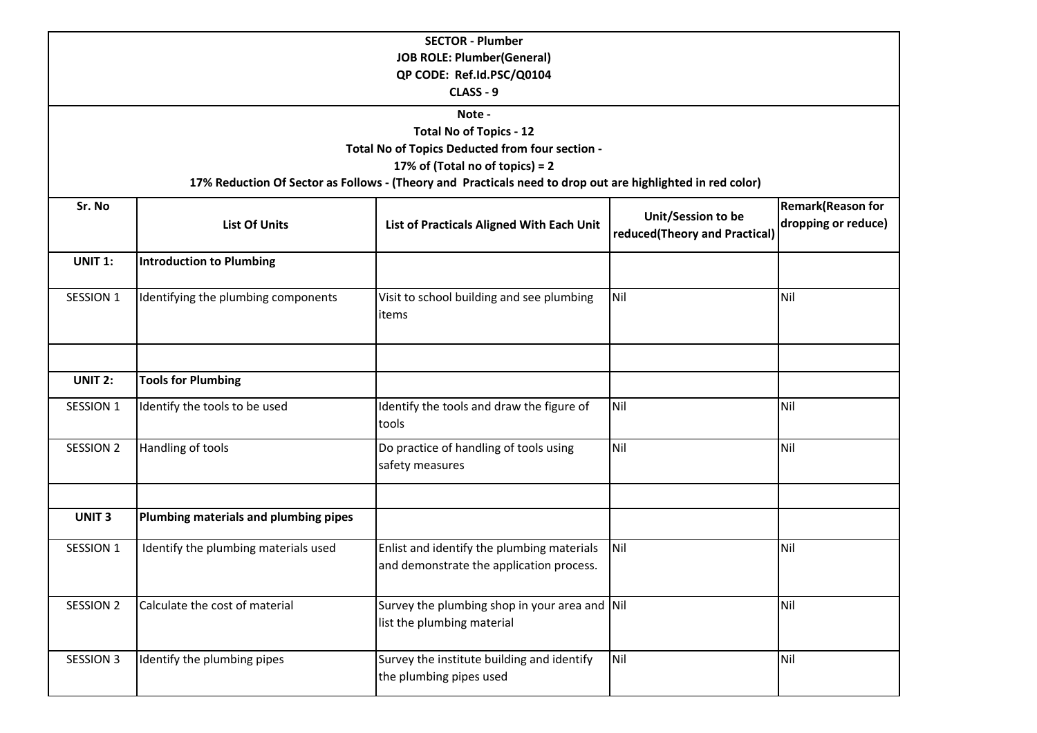**SECTOR - Plumber**
**JOB ROLE: Plumber(General)**
**QP CODE: Ref.Id.PSC/Q0104**
**CLASS - 9**

**Note -**
**Total No of Topics - 12**
**Total No of Topics Deducted from four section -**
**17% of (Total no of topics) = 2**
**17% Reduction Of Sector as Follows - (Theory and Practicals need to drop out are highlighted in red color)**

| Sr. No | List Of Units | List of Practicals Aligned With Each Unit | Unit/Session to be reduced(Theory and Practical) | Remark(Reason for dropping or reduce) |
|---|---|---|---|---|
| **UNIT 1:** | **Introduction to Plumbing** | | | |
| SESSION 1 | Identifying the plumbing components | Visit to school building and see plumbing items | Nil | Nil |
| | | | | |
| **UNIT 2:** | **Tools for Plumbing** | | | |
| SESSION 1 | Identify the tools to be used | Identify the tools and draw the figure of tools | Nil | Nil |
| SESSION 2 | Handling of tools | Do practice of handling of tools using safety measures | Nil | Nil |
| | | | | |
| **UNIT 3** | **Plumbing materials and plumbing pipes** | | | |
| SESSION 1 | Identify the plumbing materials used | Enlist and identify the plumbing materials and demonstrate the application process. | Nil | Nil |
| SESSION 2 | Calculate the cost of material | Survey the plumbing shop in your area and list the plumbing material | Nil | Nil |
| SESSION 3 | Identify the plumbing pipes | Survey the institute building and identify the plumbing pipes used | Nil | Nil |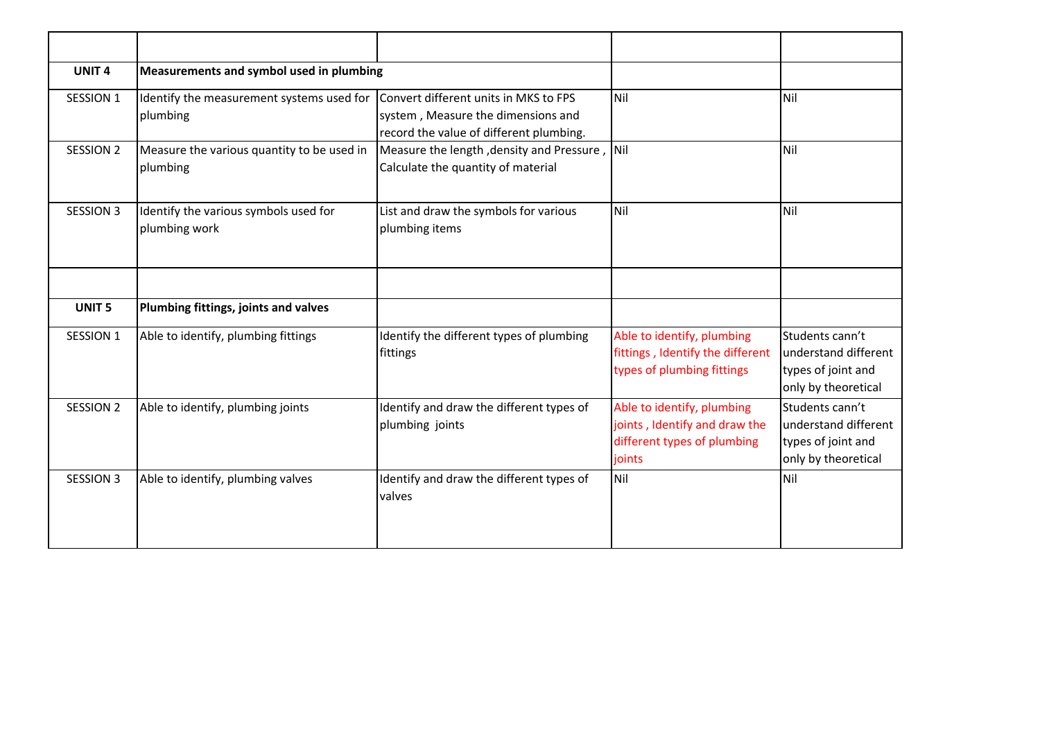| | | | | |
|---|---|---|---|---|
| | | | | |
| **UNIT 4** | **Measurements and symbol used in plumbing** | | | |
| SESSION 1 | Identify the measurement systems used for plumbing | Convert different units in MKS to FPS system , Measure the dimensions and record the value of different plumbing. | Nil | Nil |
| SESSION 2 | Measure the various quantity to be used in plumbing | Measure the length ,density and Pressure , Calculate the quantity of material | Nil | Nil |
| SESSION 3 | Identify the various symbols used for plumbing work | List and draw the symbols for various plumbing items | Nil | Nil |
| | | | | |
| **UNIT 5** | **Plumbing fittings, joints and valves** | | | |
| SESSION 1 | Able to identify, plumbing fittings | Identify the different types of plumbing fittings | Able to identify, plumbing fittings , Identify the different types of plumbing fittings | Students cann't understand different types of joint and only by theoretical |
| SESSION 2 | Able to identify, plumbing joints | Identify and draw the different types of plumbing joints | Able to identify, plumbing joints , Identify and draw the different types of plumbing joints | Students cann't understand different types of joint and only by theoretical |
| SESSION 3 | Able to identify, plumbing valves | Identify and draw the different types of valves | Nil | Nil |